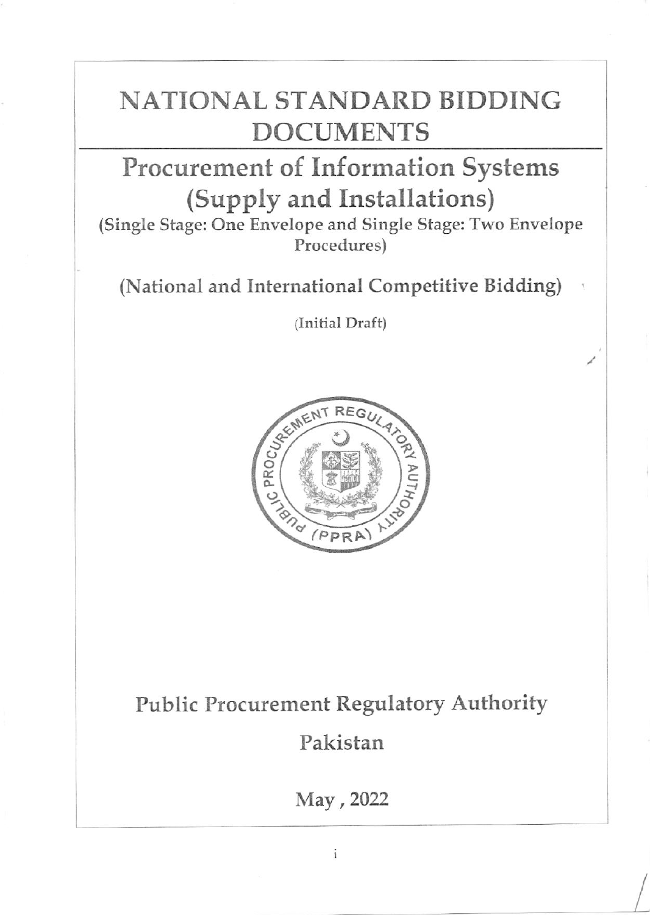# NATIONAL STANDARD BIDDING DOCUMENTS

## Procurement of Information Systems (Supply and Installations)

(Single Stage: One Envelope and Single Stage: Two Envelope Procedures)

(National and International Competitive Bidding)

(Initial Draft)

Public Procurement Regulatory Authority

Pakistan

May , 2022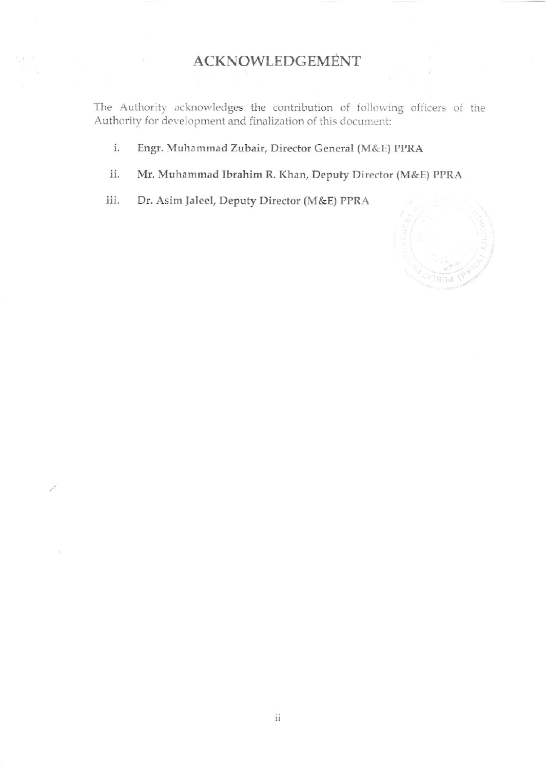# ACKNOWLEDGEMENT

The Authority acknowledges the contribution of following officers of the Authority for development and finalization of this document:

i. **Engr. Muhammad Zubair, Director General (M&E) PPRA**

ii. **Mr. Muhammad Ibrahim R. Khan, Deputy Director (M&E) PPRA**

iii. Dr. Asim Jaleel, Deputy Director (M&E) PPRA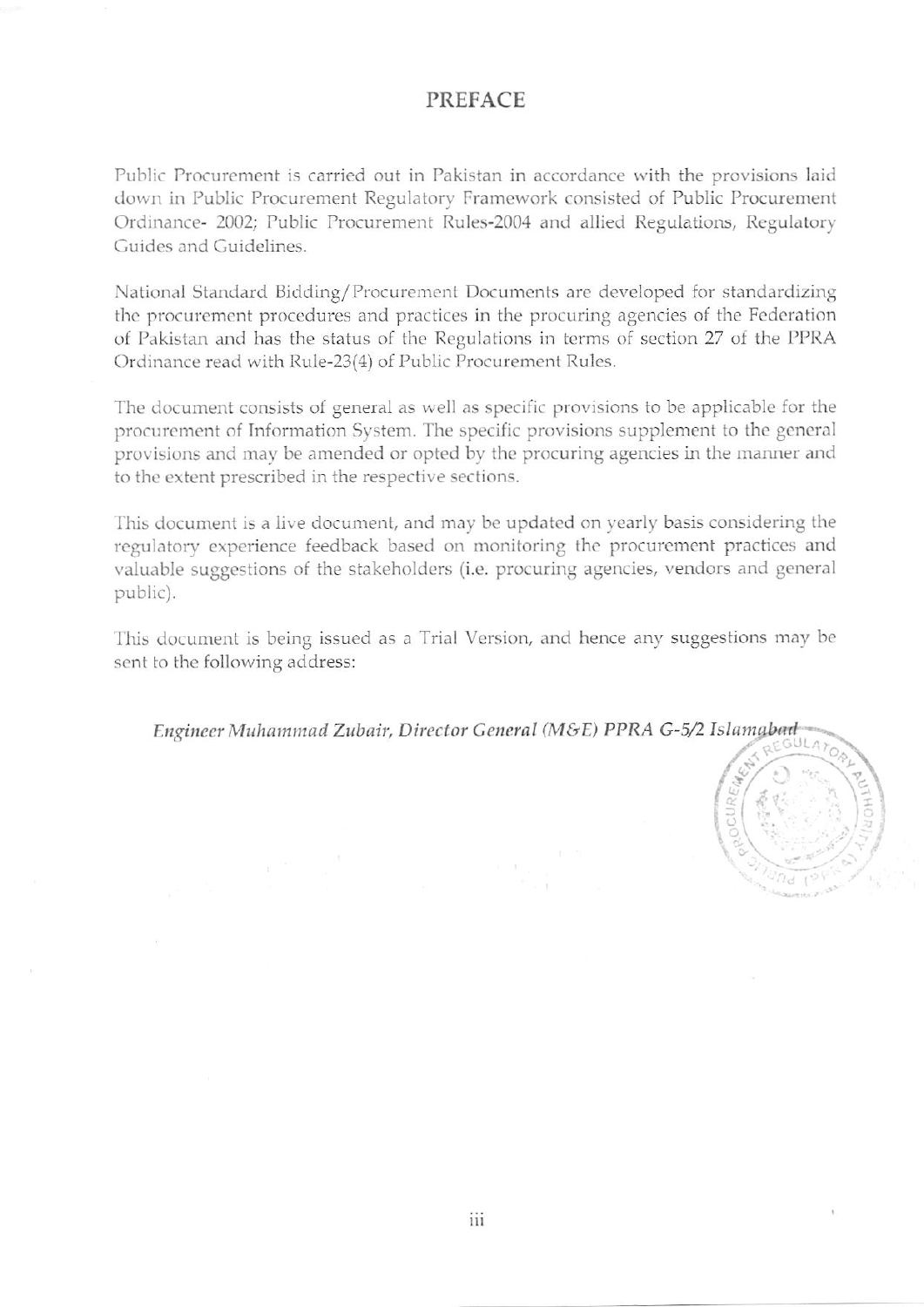# PREFACE

Public Procurement is carried out in Pakistan in accordance with the provisions laid down in Public Procurement Regulatory Framework consisted of Public Procurement Ordinance- 2002; Public Procurement Rules-2004 and allied Regulations, Regulatory Guides and Guidelines.

National Standard Bidding/Procurement Documents are developed for standardizing the procurement procedures and practices in the procuring agencies of the Federation of Pakistan and has the status of the Regulations in terms of section 27 of the PPRA Ordinance read with Rule-23(4) of Public Procurement Rules.

The document consists of general as well as specific provisions to be applicable for the procurement of Information System. The specific provisions supplement to the general provisions and may be amended or opted by the procuring agencies in the manner and to the extent prescribed in the respective sections.

This document is a live document, and may be updated on yearly basis considering the regulatory experience feedback based on monitoring the procurement practices and valuable suggestions of the stakeholders (i.e. procuring agencies, vendors and general public).

This document is being issued as a Trial Version, and hence any suggestions may be sent to the following address:

*Engineer Muhammad Zubair, Director General (M&E) PPRA G-5/2 Islamabad*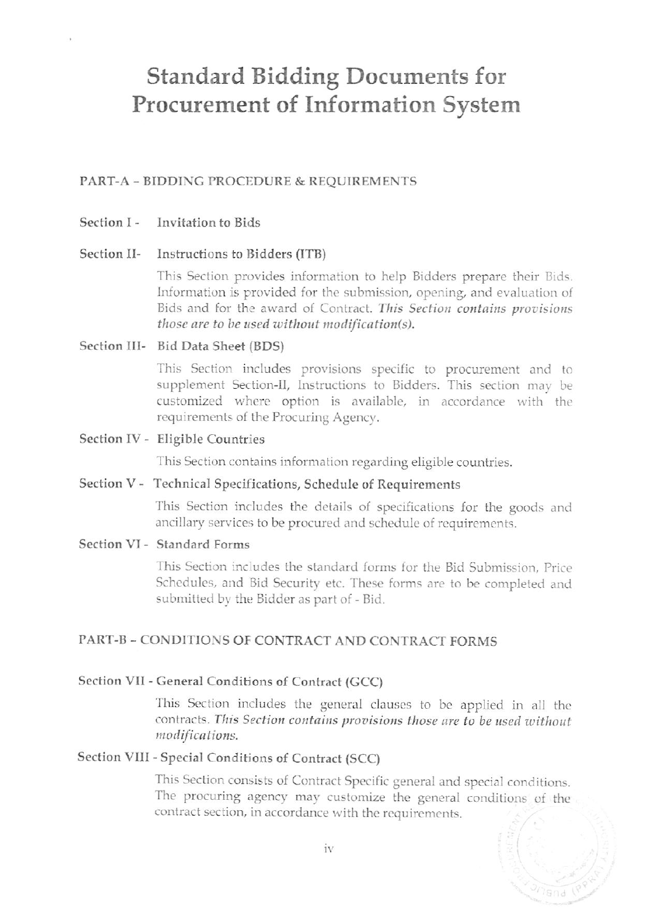# Standard Bidding Documents for Procurement of Information System

## PART-A – BIDDING PROCEDURE & REQUIREMENTS

**Section I - Invitation to Bids**

**Section II- Instructions to Bidders (ITB)**

This Section provides information to help Bidders prepare their Bids. Information is provided for the submission, opening, and evaluation of Bids and for the award of Contract. *This Section contains provisions those are to be used without modification(s).*

**Section III- Bid Data Sheet (BDS)**

This Section includes provisions specific to procurement and to supplement Section-II, Instructions to Bidders. This section may be customized where option is available, in accordance with the requirements of the Procuring Agency.

**Section IV - Eligible Countries**

This Section contains information regarding eligible countries.

**Section V - Technical Specifications, Schedule of Requirements**

This Section includes the details of specifications for the goods and ancillary services to be procured and schedule of requirements.

**Section VI - Standard Forms**

This Section includes the standard forms for the Bid Submission, Price Schedules, and Bid Security etc. These forms are to be completed and submitted by the Bidder as part of - Bid.

## PART-B – CONDITIONS OF CONTRACT AND CONTRACT FORMS

**Section VII - General Conditions of Contract (GCC)**

This Section includes the general clauses to be applied in all the contracts. *This Section contains provisions those are to be used without modifications.*

**Section VIII - Special Conditions of Contract (SCC)**

This Section consists of Contract Specific general and special conditions. The procuring agency may customize the general conditions of the contract section, in accordance with the requirements.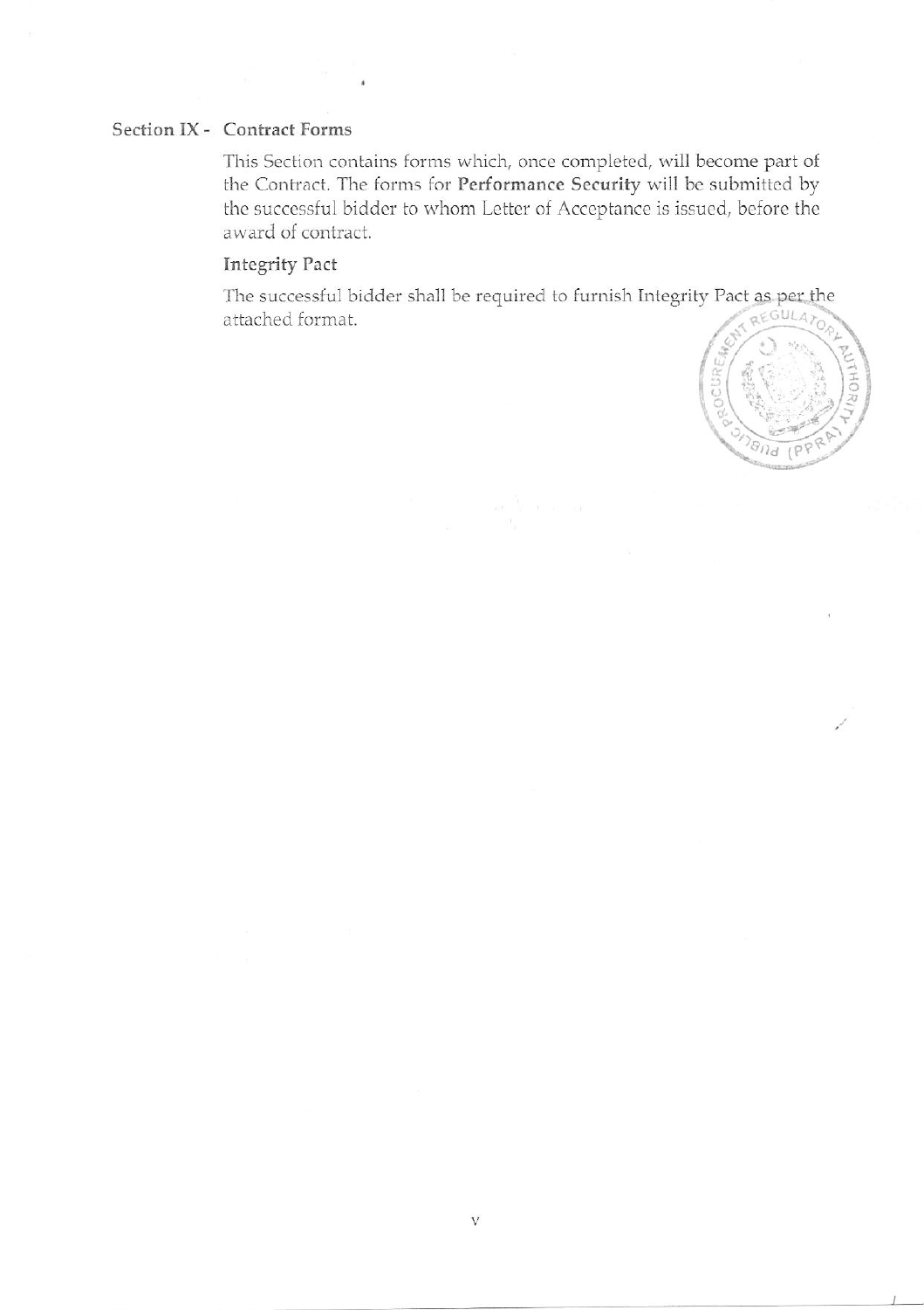## Section IX - Contract Forms

This Section contains forms which, once completed, will become part of the Contract. The forms for **Performance Security** will be submitted by the successful bidder to whom Letter of Acceptance is issued, before the award of contract.

### Integrity Pact

The successful bidder shall be required to furnish Integrity Pact as per the attached format.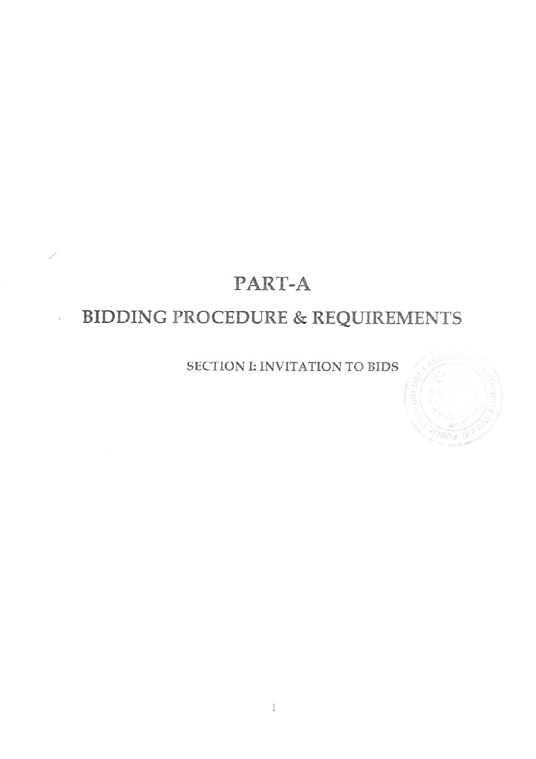# PART-A

# BIDDING PROCEDURE & REQUIREMENTS

## SECTION I: INVITATION TO BIDS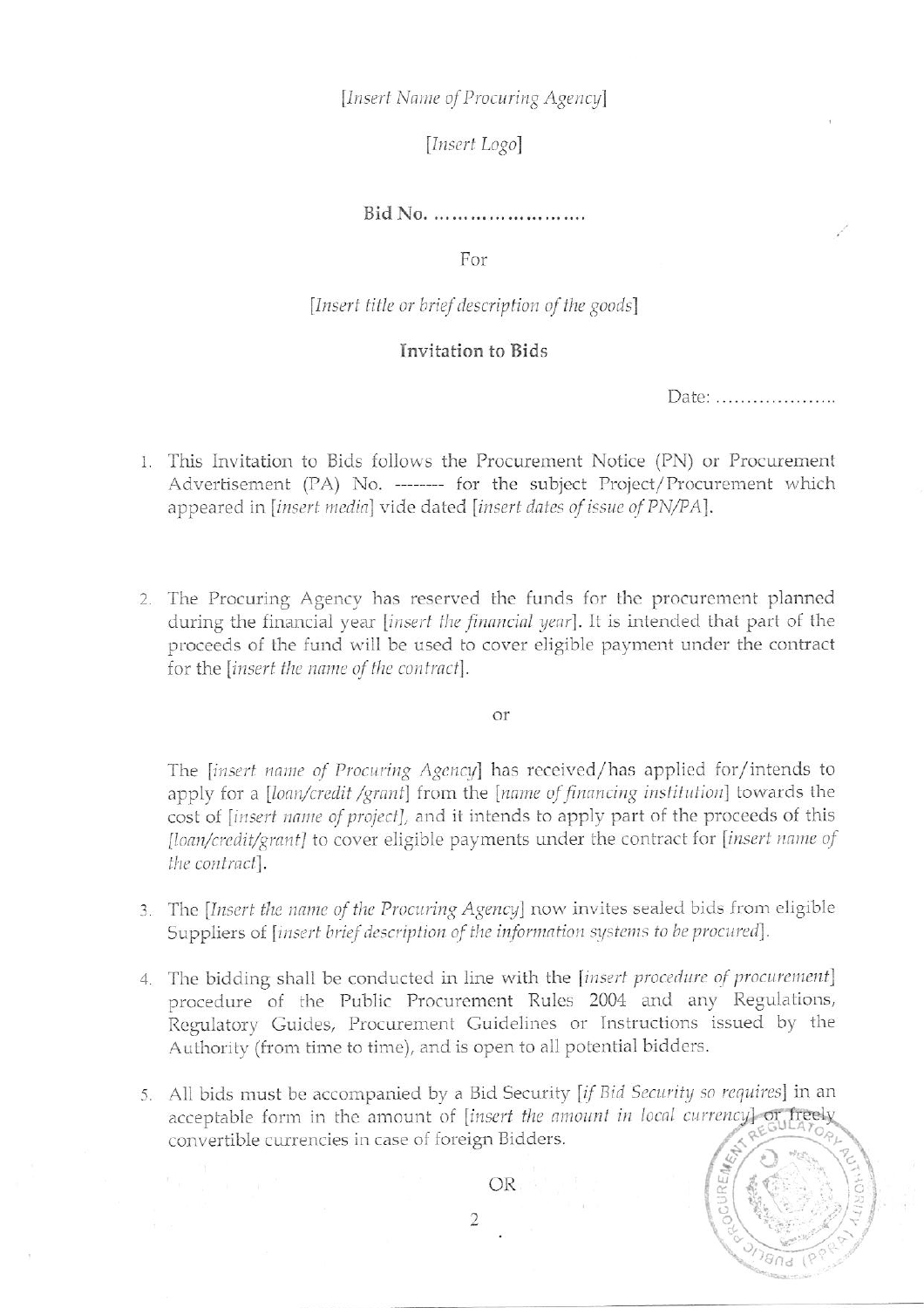*[Insert Name of Procuring Agency]*

*[Insert Logo]*

**Bid No. ……………………**

For

*[Insert title or brief description of the goods]*

**Invitation to Bids**

Date: ………………..

1. This Invitation to Bids follows the Procurement Notice (PN) or Procurement Advertisement (PA) No. -------- for the subject Project/Procurement which appeared in *[insert media]* vide dated *[insert dates of issue of PN/PA]*.

2. The Procuring Agency has reserved the funds for the procurement planned during the financial year *[insert the financial year]*. It is intended that part of the proceeds of the fund will be used to cover eligible payment under the contract for the *[insert the name of the contract]*.

   or

   The *[insert name of Procuring Agency]* has received/has applied for/intends to apply for a *[loan/credit /grant]* from the *[name of financing institution]* towards the cost of *[insert name of project]*, and it intends to apply part of the proceeds of this *[loan/credit/grant]* to cover eligible payments under the contract for *[insert name of the contract]*.

3. The *[Insert the name of the Procuring Agency]* now invites sealed bids from eligible Suppliers of *[insert brief description of the information systems to be procured]*.

4. The bidding shall be conducted in line with the *[insert procedure of procurement]* procedure of the Public Procurement Rules 2004 and any Regulations, Regulatory Guides, Procurement Guidelines or Instructions issued by the Authority (from time to time), and is open to all potential bidders.

5. All bids must be accompanied by a Bid Security *[if Bid Security so requires]* in an acceptable form in the amount of *[insert the amount in local currency]* or freely convertible currencies in case of foreign Bidders.

   OR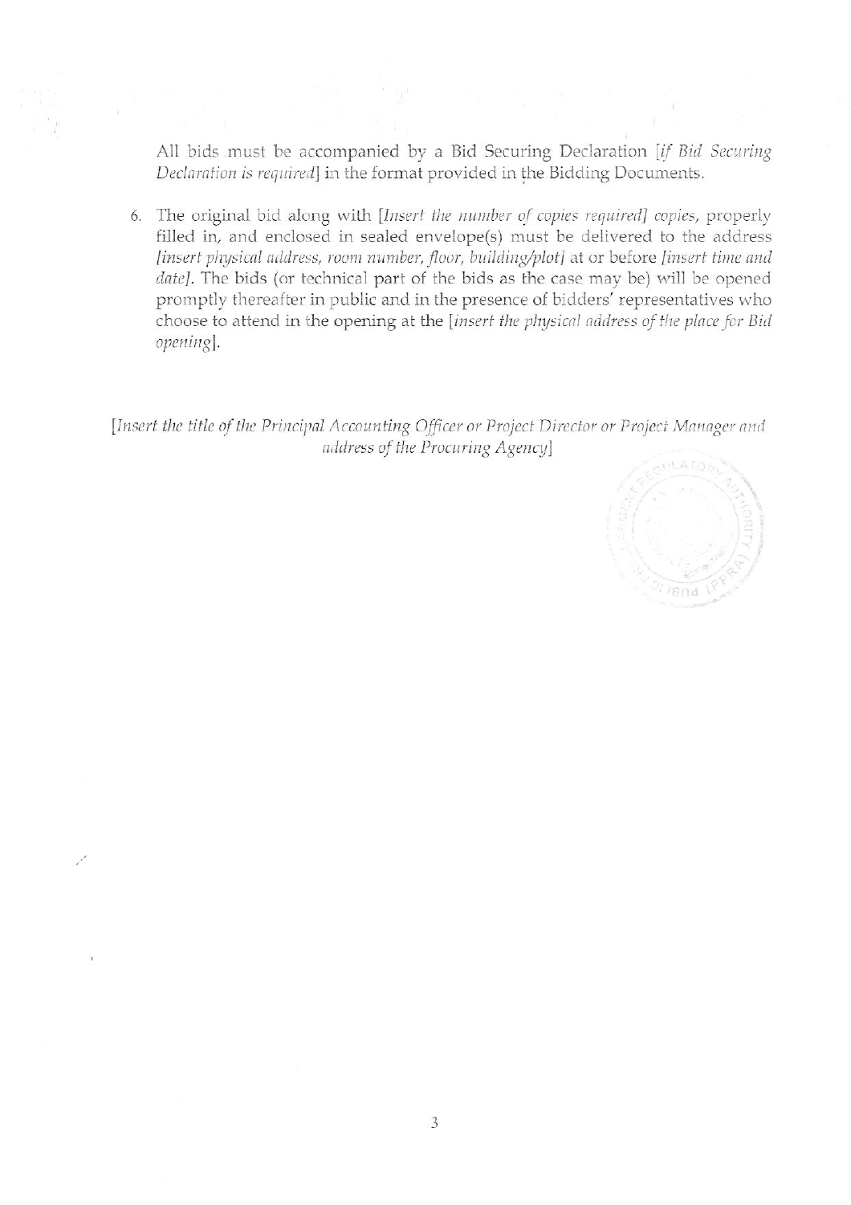All bids must be accompanied by a Bid Securing Declaration [*if Bid Securing Declaration is required*] in the format provided in the Bidding Documents.

6. The original bid along with [*Insert the number of copies required*] *copies*, properly filled in, and enclosed in sealed envelope(s) must be delivered to the address [*insert physical address, room number, floor, building/plot*] at or before [*insert time and date*]. The bids (or technical part of the bids as the case may be) will be opened promptly thereafter in public and in the presence of bidders' representatives who choose to attend in the opening at the [*insert the physical address of the place for Bid opening*].

[*Insert the title of the Principal Accounting Officer or Project Director or Project Manager and address of the Procuring Agency*]